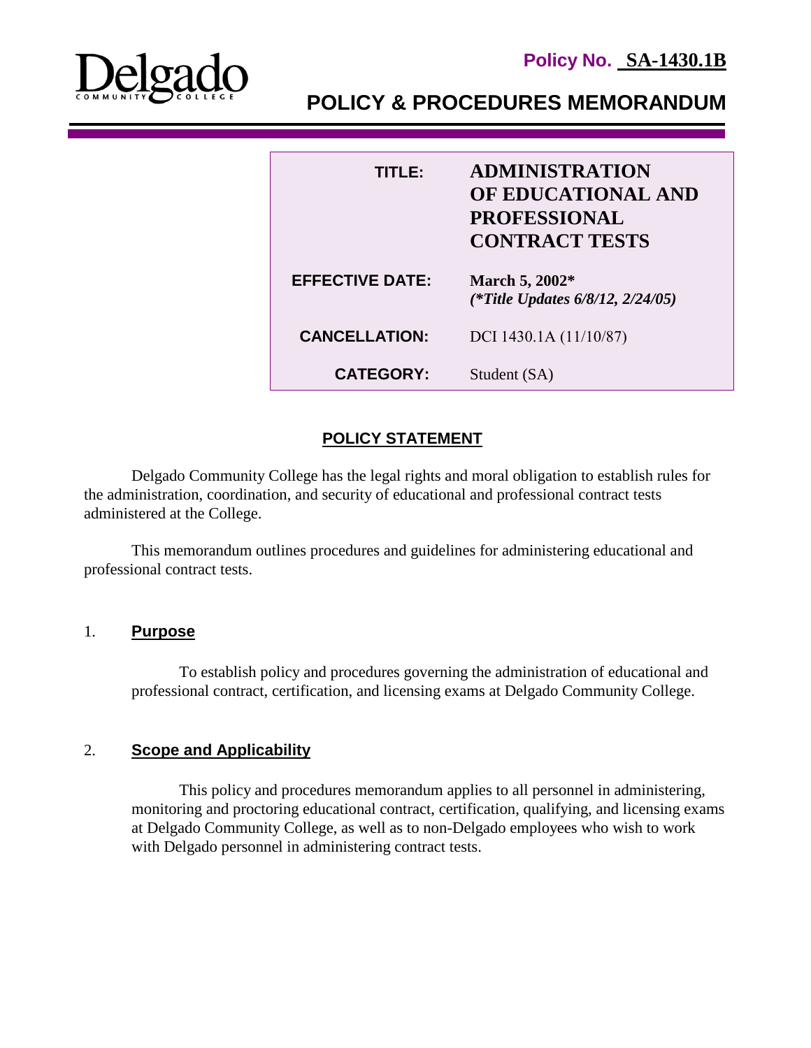**Policy No. SA-1430.1B**

# POLICY & PROCEDURES MEMORANDUM

| | |
|---|---|
| **TITLE:** | **ADMINISTRATION OF EDUCATIONAL AND PROFESSIONAL CONTRACT TESTS** |
| **EFFECTIVE DATE:** | **March 5, 2002*** ***(*Title Updates 6/8/12, 2/24/05)*** |
| **CANCELLATION:** | DCI 1430.1A (11/10/87) |
| **CATEGORY:** | Student (SA) |

## POLICY STATEMENT

Delgado Community College has the legal rights and moral obligation to establish rules for the administration, coordination, and security of educational and professional contract tests administered at the College.

This memorandum outlines procedures and guidelines for administering educational and professional contract tests.

### 1. Purpose

To establish policy and procedures governing the administration of educational and professional contract, certification, and licensing exams at Delgado Community College.

### 2. Scope and Applicability

This policy and procedures memorandum applies to all personnel in administering, monitoring and proctoring educational contract, certification, qualifying, and licensing exams at Delgado Community College, as well as to non-Delgado employees who wish to work with Delgado personnel in administering contract tests.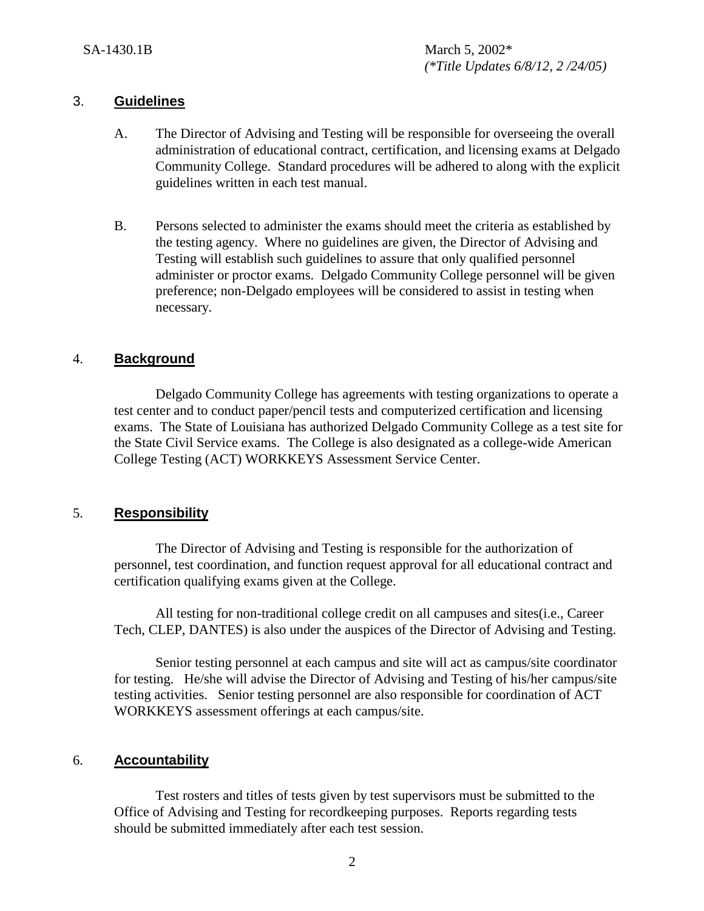## 3. **Guidelines**

A. The Director of Advising and Testing will be responsible for overseeing the overall administration of educational contract, certification, and licensing exams at Delgado Community College. Standard procedures will be adhered to along with the explicit guidelines written in each test manual.

B. Persons selected to administer the exams should meet the criteria as established by the testing agency. Where no guidelines are given, the Director of Advising and Testing will establish such guidelines to assure that only qualified personnel administer or proctor exams. Delgado Community College personnel will be given preference; non-Delgado employees will be considered to assist in testing when necessary.

## 4. **Background**

Delgado Community College has agreements with testing organizations to operate a test center and to conduct paper/pencil tests and computerized certification and licensing exams. The State of Louisiana has authorized Delgado Community College as a test site for the State Civil Service exams. The College is also designated as a college-wide American College Testing (ACT) WORKKEYS Assessment Service Center.

## 5. **Responsibility**

The Director of Advising and Testing is responsible for the authorization of personnel, test coordination, and function request approval for all educational contract and certification qualifying exams given at the College.

All testing for non-traditional college credit on all campuses and sites(i.e., Career Tech, CLEP, DANTES) is also under the auspices of the Director of Advising and Testing.

Senior testing personnel at each campus and site will act as campus/site coordinator for testing. He/she will advise the Director of Advising and Testing of his/her campus/site testing activities. Senior testing personnel are also responsible for coordination of ACT WORKKEYS assessment offerings at each campus/site.

## 6. **Accountability**

Test rosters and titles of tests given by test supervisors must be submitted to the Office of Advising and Testing for recordkeeping purposes. Reports regarding tests should be submitted immediately after each test session.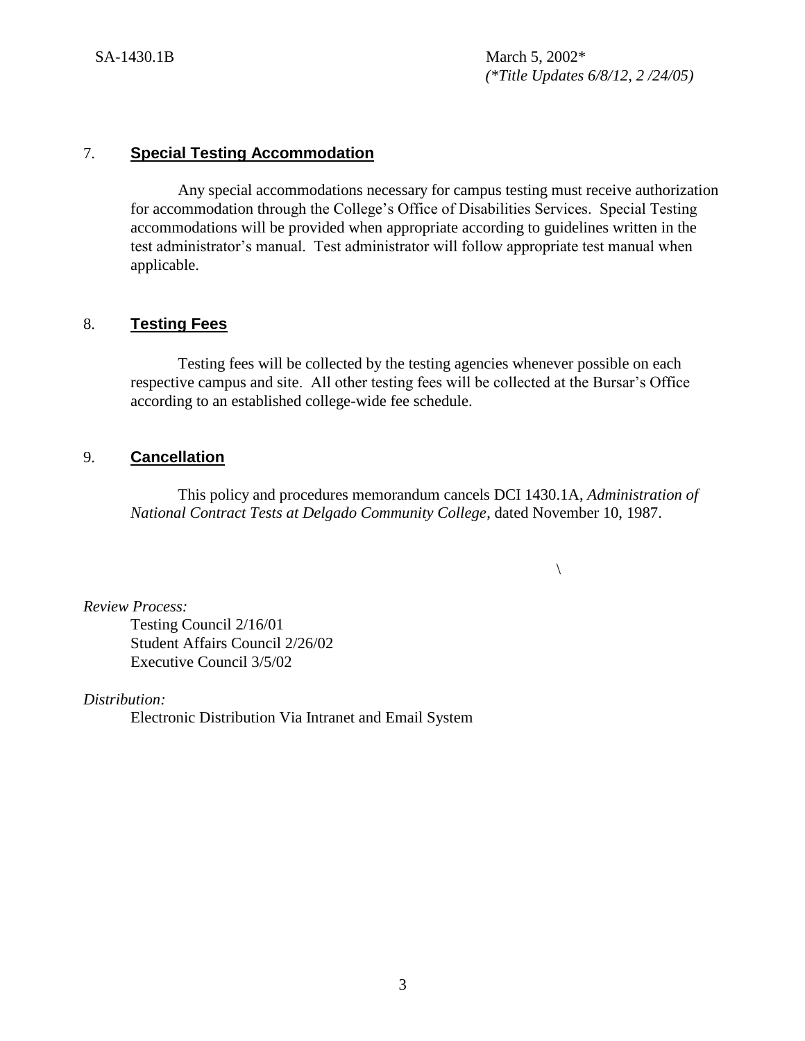## 7. **Special Testing Accommodation**

Any special accommodations necessary for campus testing must receive authorization for accommodation through the College's Office of Disabilities Services. Special Testing accommodations will be provided when appropriate according to guidelines written in the test administrator's manual. Test administrator will follow appropriate test manual when applicable.

## 8. **Testing Fees**

Testing fees will be collected by the testing agencies whenever possible on each respective campus and site. All other testing fees will be collected at the Bursar's Office according to an established college-wide fee schedule.

## 9. **Cancellation**

This policy and procedures memorandum cancels DCI 1430.1A, *Administration of National Contract Tests at Delgado Community College*, dated November 10, 1987.

\

*Review Process:*

Testing Council 2/16/01
Student Affairs Council 2/26/02
Executive Council 3/5/02

*Distribution:*

Electronic Distribution Via Intranet and Email System